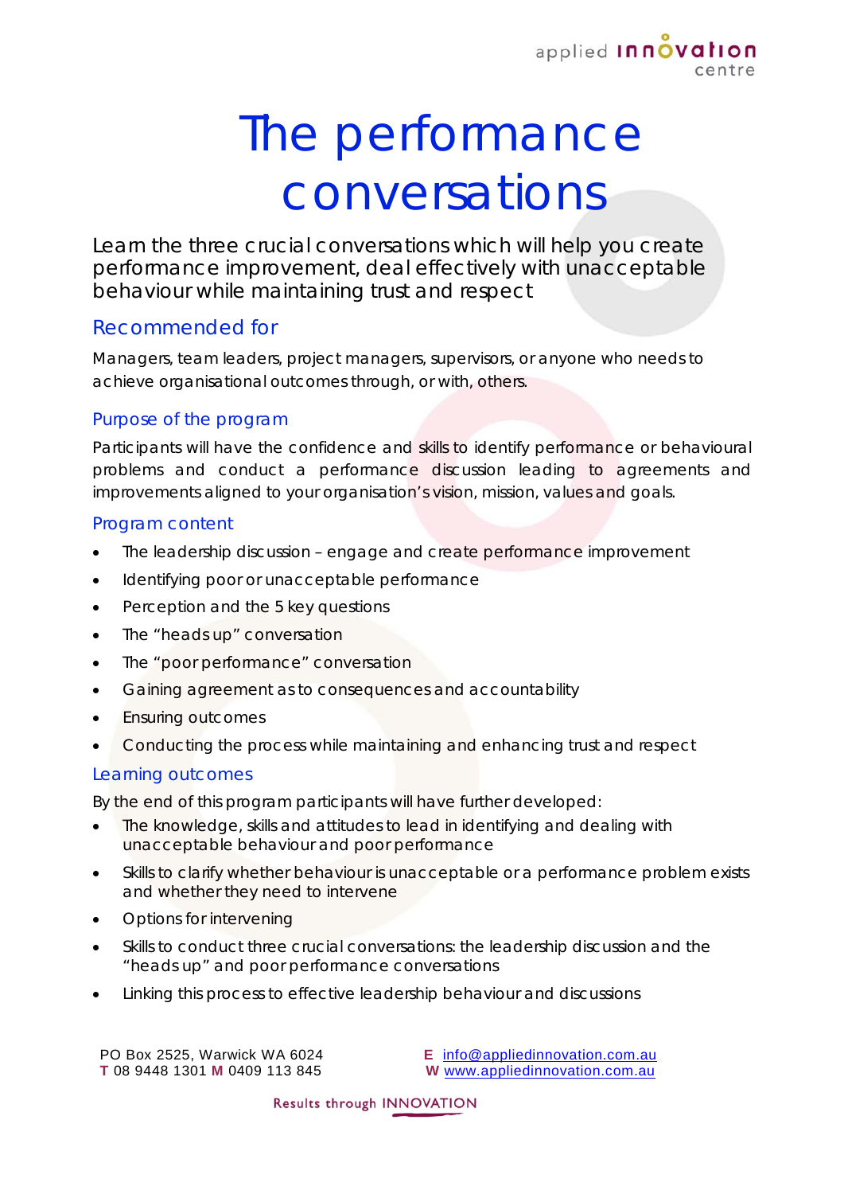# The performance conversations

Learn the three crucial conversations which will help you create performance improvement, deal effectively with unacceptable behaviour while maintaining trust and respect

## Recommended for

Managers, team leaders, project managers, supervisors, or anyone who needs to achieve organisational outcomes through, or with, others.

### Purpose of the program

Participants will have the confidence and skills to identify performance or behavioural problems and conduct a performance discussion leading to agreements and improvements aligned to your organisation's vision, mission, values and goals.

### Program content

- The leadership discussion – engage and create performance improvement
- Identifying poor or unacceptable performance
- Perception and the 5 key questions
- The "heads up" conversation
- The "poor performance" conversation
- Gaining agreement as to consequences and accountability
- Ensuring outcomes
- Conducting the process while maintaining and enhancing trust and respect

### Learning outcomes

By the end of this program participants will have further developed:

- The knowledge, skills and attitudes to lead in identifying and dealing with unacceptable behaviour and poor performance
- Skills to clarify whether behaviour is unacceptable or a performance problem exists and whether they need to intervene
- Options for intervening
- Skills to conduct three crucial conversations: the leadership discussion and the "heads up" and poor performance conversations
- Linking this process to effective leadership behaviour and discussions

PO Box 2525, Warwick WA 6024
**T** 08 9448 1301 **M** 0409 113 845

**E** info@appliedinnovation.com.au
**W** www.appliedinnovation.com.au

Results through INNOVATION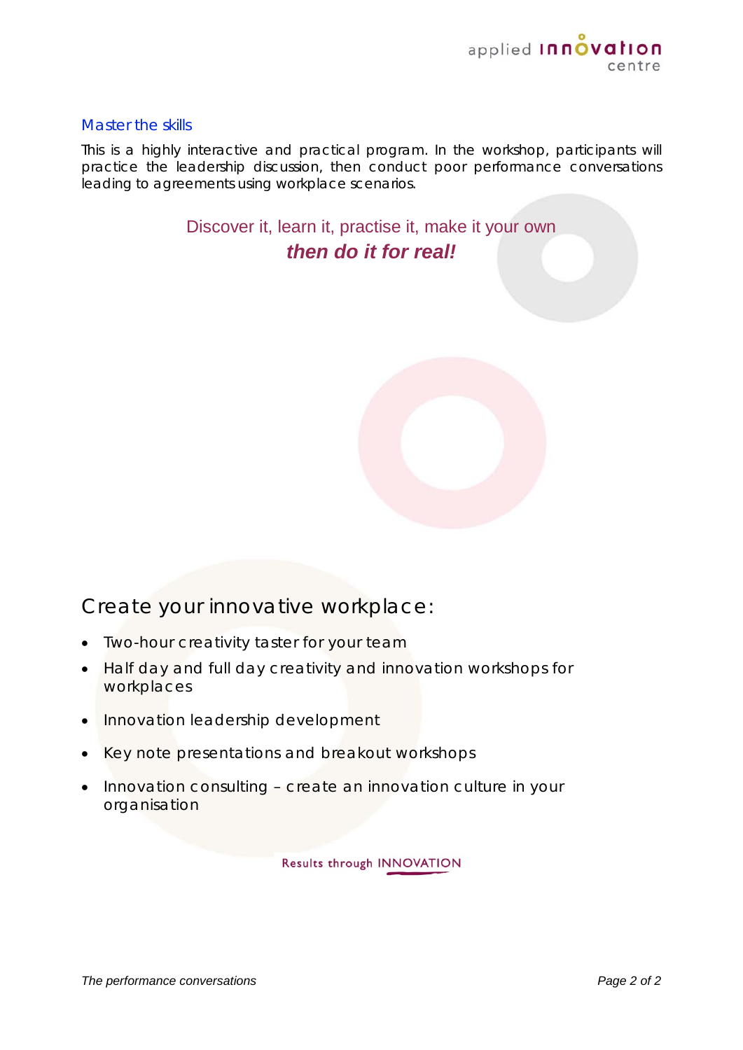## Master the skills

This is a highly interactive and practical program. In the workshop, participants will practice the leadership discussion, then conduct poor performance conversations leading to agreements using workplace scenarios.

Discover it, learn it, practise it, make it your own

***then do it for real!***

## Create your innovative workplace:

- Two-hour creativity taster for your team
- Half day and full day creativity and innovation workshops for workplaces
- Innovation leadership development
- Key note presentations and breakout workshops
- Innovation consulting – create an innovation culture in your organisation

Results through INNOVATION